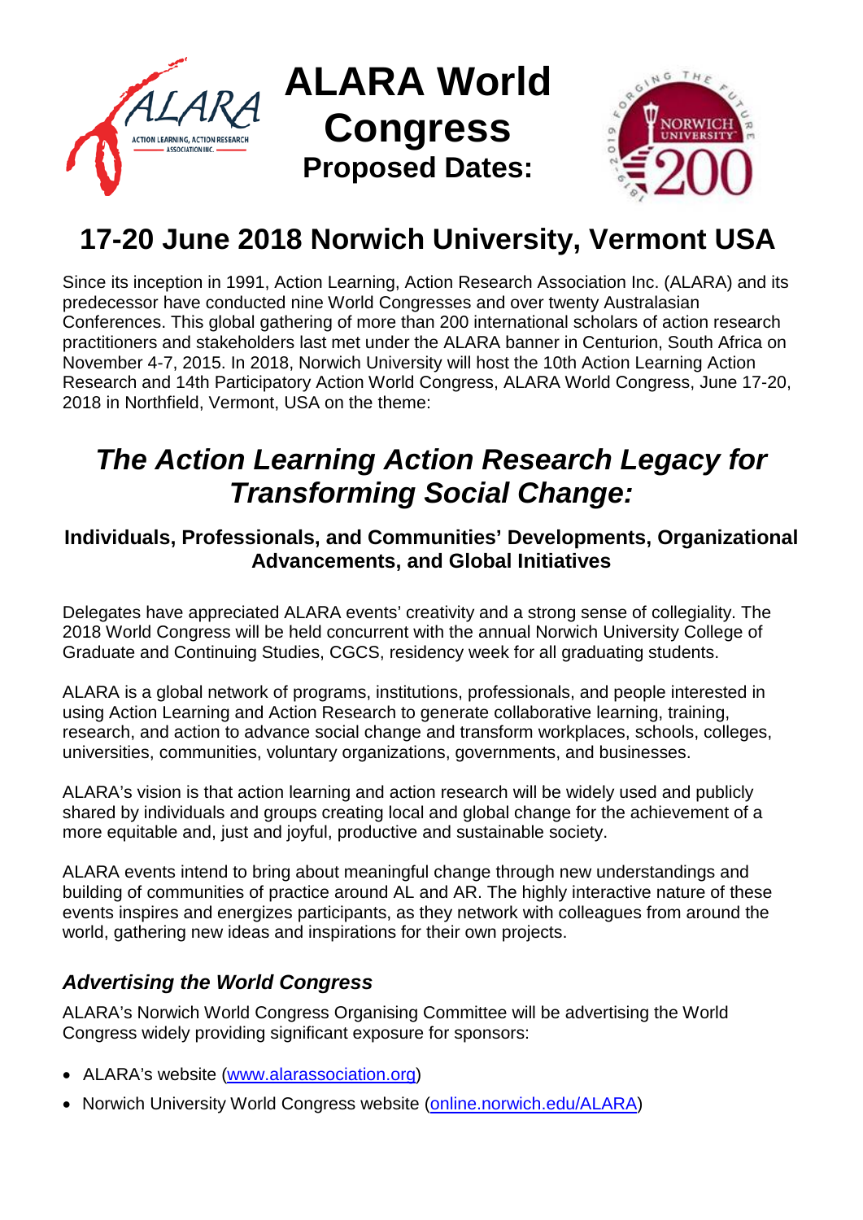# ALARA World Congress

**Proposed Dates:**

## 17-20 June 2018 Norwich University, Vermont USA

Since its inception in 1991, Action Learning, Action Research Association Inc. (ALARA) and its predecessor have conducted nine World Congresses and over twenty Australasian Conferences. This global gathering of more than 200 international scholars of action research practitioners and stakeholders last met under the ALARA banner in Centurion, South Africa on November 4-7, 2015. In 2018, Norwich University will host the 10th Action Learning Action Research and 14th Participatory Action World Congress, ALARA World Congress, June 17-20, 2018 in Northfield, Vermont, USA on the theme:

## *The Action Learning Action Research Legacy for Transforming Social Change:*

### Individuals, Professionals, and Communities' Developments, Organizational Advancements, and Global Initiatives

Delegates have appreciated ALARA events' creativity and a strong sense of collegiality. The 2018 World Congress will be held concurrent with the annual Norwich University College of Graduate and Continuing Studies, CGCS, residency week for all graduating students.

ALARA is a global network of programs, institutions, professionals, and people interested in using Action Learning and Action Research to generate collaborative learning, training, research, and action to advance social change and transform workplaces, schools, colleges, universities, communities, voluntary organizations, governments, and businesses.

ALARA's vision is that action learning and action research will be widely used and publicly shared by individuals and groups creating local and global change for the achievement of a more equitable and, just and joyful, productive and sustainable society.

ALARA events intend to bring about meaningful change through new understandings and building of communities of practice around AL and AR. The highly interactive nature of these events inspires and energizes participants, as they network with colleagues from around the world, gathering new ideas and inspirations for their own projects.

### *Advertising the World Congress*

ALARA's Norwich World Congress Organising Committee will be advertising the World Congress widely providing significant exposure for sponsors:

- ALARA's website (www.alarassociation.org)
- Norwich University World Congress website (online.norwich.edu/ALARA)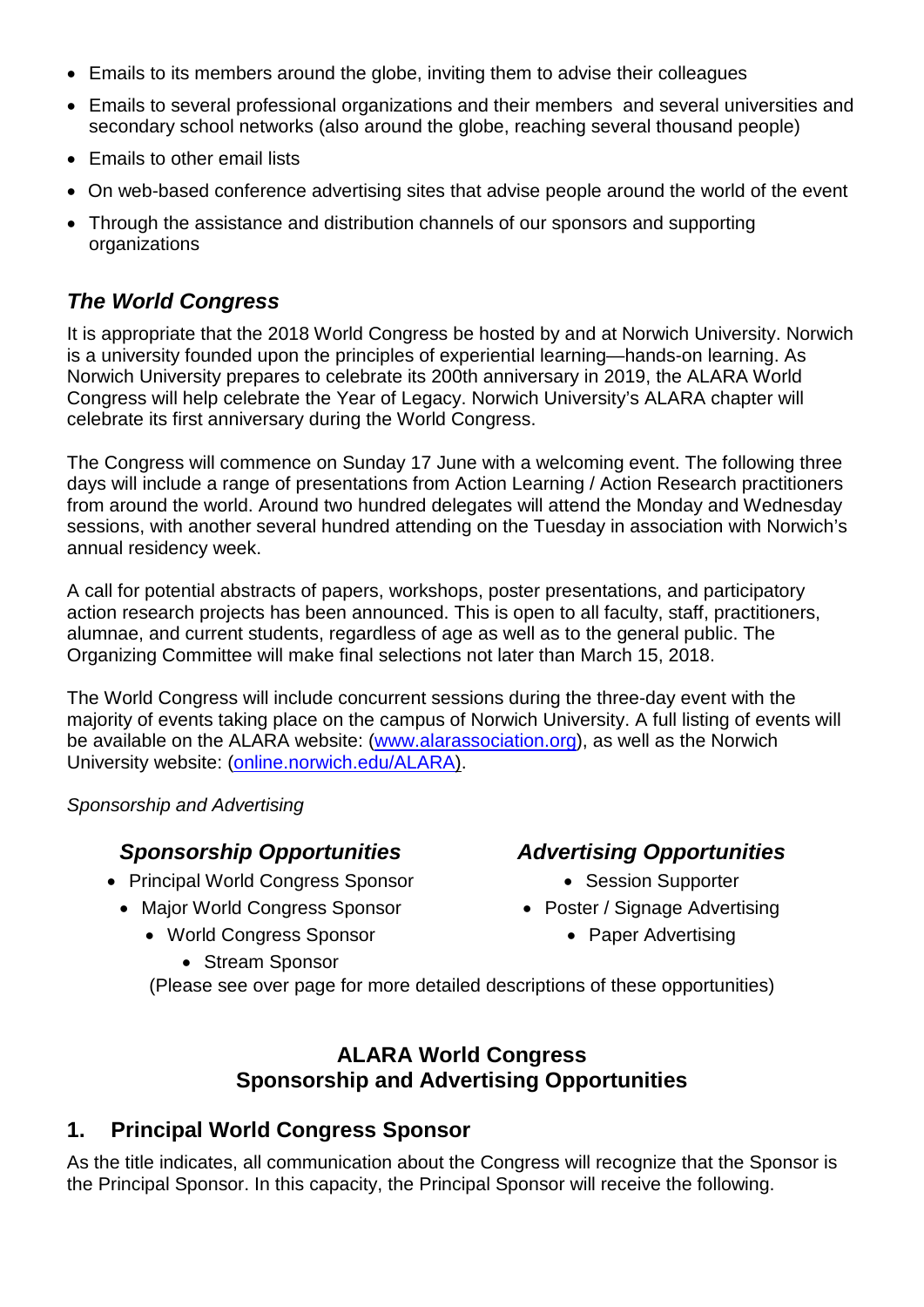- Emails to its members around the globe, inviting them to advise their colleagues
- Emails to several professional organizations and their members  and several universities and secondary school networks (also around the globe, reaching several thousand people)
- Emails to other email lists
- On web-based conference advertising sites that advise people around the world of the event
- Through the assistance and distribution channels of our sponsors and supporting organizations

## *The World Congress*

It is appropriate that the 2018 World Congress be hosted by and at Norwich University. Norwich is a university founded upon the principles of experiential learning—hands-on learning. As Norwich University prepares to celebrate its 200th anniversary in 2019, the ALARA World Congress will help celebrate the Year of Legacy. Norwich University's ALARA chapter will celebrate its first anniversary during the World Congress.

The Congress will commence on Sunday 17 June with a welcoming event. The following three days will include a range of presentations from Action Learning / Action Research practitioners from around the world. Around two hundred delegates will attend the Monday and Wednesday sessions, with another several hundred attending on the Tuesday in association with Norwich's annual residency week.

A call for potential abstracts of papers, workshops, poster presentations, and participatory action research projects has been announced. This is open to all faculty, staff, practitioners, alumnae, and current students, regardless of age as well as to the general public. The Organizing Committee will make final selections not later than March 15, 2018.

The World Congress will include concurrent sessions during the three-day event with the majority of events taking place on the campus of Norwich University. A full listing of events will be available on the ALARA website: ([www.alarassociation.org](http://www.alarassociation.org)), as well as the Norwich University website: ([online.norwich.edu/ALARA](http://online.norwich.edu/ALARA)).

*Sponsorship and Advertising*

### *Sponsorship Opportunities*

- Principal World Congress Sponsor
- Major World Congress Sponsor
- World Congress Sponsor
- Stream Sponsor

### *Advertising Opportunities*

- Session Supporter
- Poster / Signage Advertising
- Paper Advertising

(Please see over page for more detailed descriptions of these opportunities)

## ALARA World Congress Sponsorship and Advertising Opportunities

## 1. Principal World Congress Sponsor

As the title indicates, all communication about the Congress will recognize that the Sponsor is the Principal Sponsor. In this capacity, the Principal Sponsor will receive the following.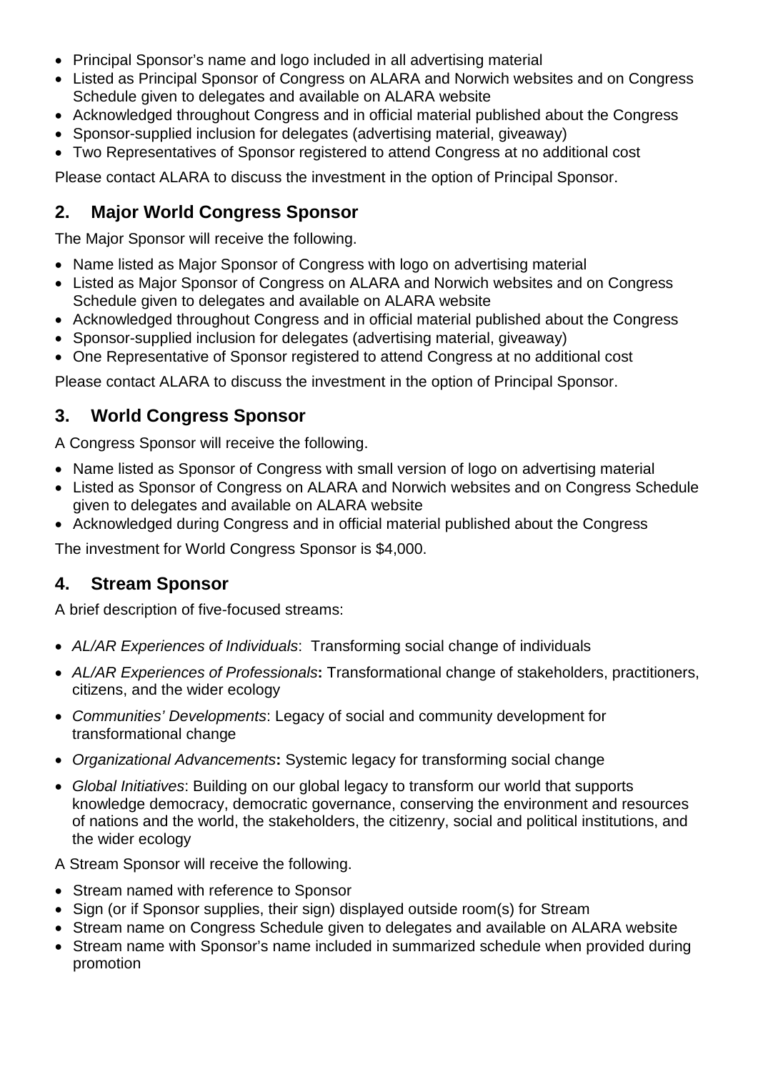- Principal Sponsor's name and logo included in all advertising material
- Listed as Principal Sponsor of Congress on ALARA and Norwich websites and on Congress Schedule given to delegates and available on ALARA website
- Acknowledged throughout Congress and in official material published about the Congress
- Sponsor-supplied inclusion for delegates (advertising material, giveaway)
- Two Representatives of Sponsor registered to attend Congress at no additional cost

Please contact ALARA to discuss the investment in the option of Principal Sponsor.

## 2. Major World Congress Sponsor

The Major Sponsor will receive the following.

- Name listed as Major Sponsor of Congress with logo on advertising material
- Listed as Major Sponsor of Congress on ALARA and Norwich websites and on Congress Schedule given to delegates and available on ALARA website
- Acknowledged throughout Congress and in official material published about the Congress
- Sponsor-supplied inclusion for delegates (advertising material, giveaway)
- One Representative of Sponsor registered to attend Congress at no additional cost

Please contact ALARA to discuss the investment in the option of Principal Sponsor.

## 3. World Congress Sponsor

A Congress Sponsor will receive the following.

- Name listed as Sponsor of Congress with small version of logo on advertising material
- Listed as Sponsor of Congress on ALARA and Norwich websites and on Congress Schedule given to delegates and available on ALARA website
- Acknowledged during Congress and in official material published about the Congress

The investment for World Congress Sponsor is $4,000.

## 4. Stream Sponsor

A brief description of five-focused streams:

- *AL/AR Experiences of Individuals*: Transforming social change of individuals
- *AL/AR Experiences of Professionals***:** Transformational change of stakeholders, practitioners, citizens, and the wider ecology
- *Communities' Developments*: Legacy of social and community development for transformational change
- *Organizational Advancements***:** Systemic legacy for transforming social change
- *Global Initiatives*: Building on our global legacy to transform our world that supports knowledge democracy, democratic governance, conserving the environment and resources of nations and the world, the stakeholders, the citizenry, social and political institutions, and the wider ecology

A Stream Sponsor will receive the following.

- Stream named with reference to Sponsor
- Sign (or if Sponsor supplies, their sign) displayed outside room(s) for Stream
- Stream name on Congress Schedule given to delegates and available on ALARA website
- Stream name with Sponsor's name included in summarized schedule when provided during promotion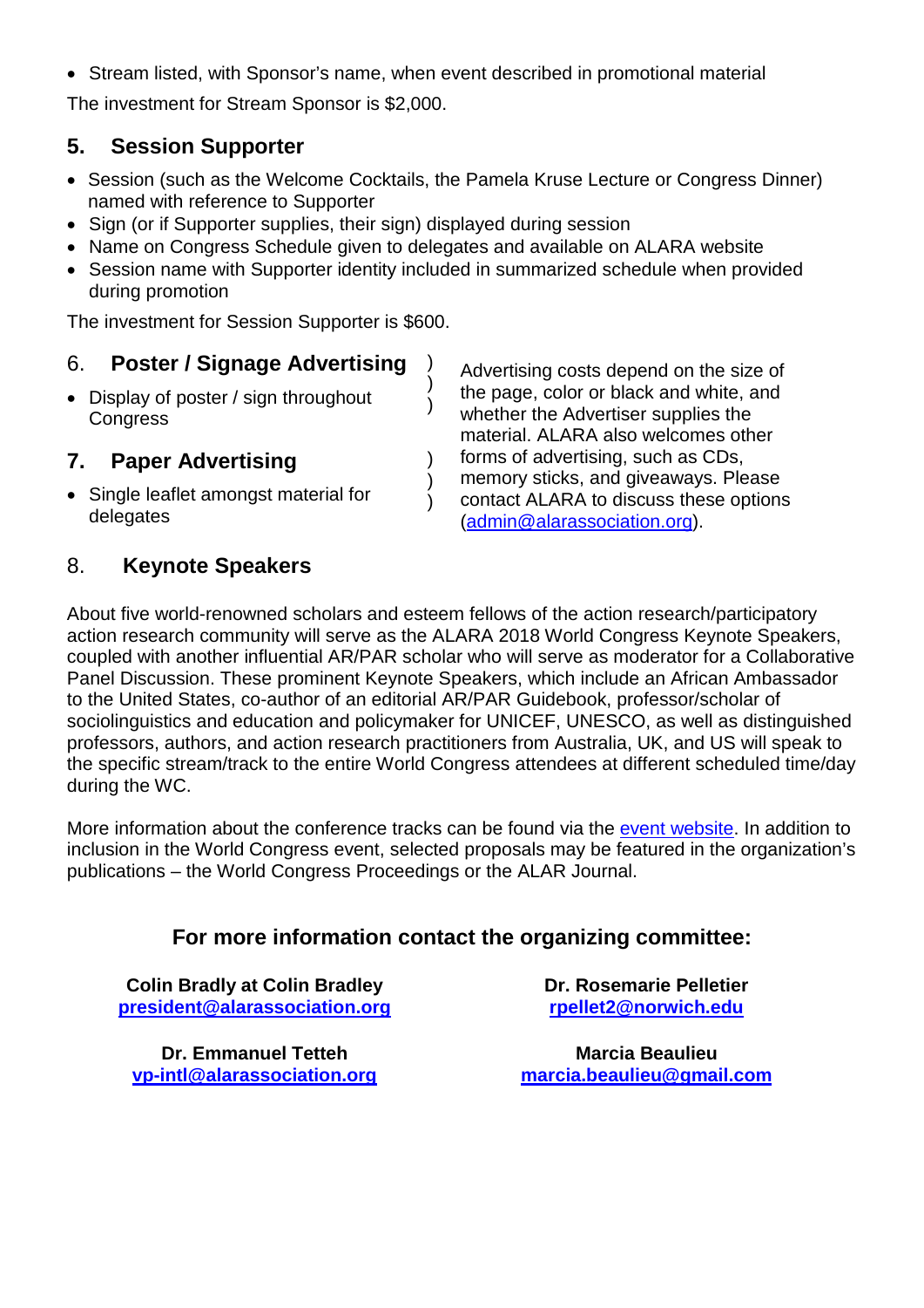- Stream listed, with Sponsor's name, when event described in promotional material

The investment for Stream Sponsor is $2,000.

## 5. Session Supporter

- Session (such as the Welcome Cocktails, the Pamela Kruse Lecture or Congress Dinner) named with reference to Supporter
- Sign (or if Supporter supplies, their sign) displayed during session
- Name on Congress Schedule given to delegates and available on ALARA website
- Session name with Supporter identity included in summarized schedule when provided during promotion

The investment for Session Supporter is $600.

## 6. Poster / Signage Advertising

- Display of poster / sign throughout Congress

## 7. Paper Advertising

- Single leaflet amongst material for delegates

Advertising costs depend on the size of the page, color or black and white, and whether the Advertiser supplies the material. ALARA also welcomes other forms of advertising, such as CDs, memory sticks, and giveaways. Please contact ALARA to discuss these options (admin@alarassociation.org).

## 8. Keynote Speakers

About five world-renowned scholars and esteem fellows of the action research/participatory action research community will serve as the ALARA 2018 World Congress Keynote Speakers, coupled with another influential AR/PAR scholar who will serve as moderator for a Collaborative Panel Discussion. These prominent Keynote Speakers, which include an African Ambassador to the United States, co-author of an editorial AR/PAR Guidebook, professor/scholar of sociolinguistics and education and policymaker for UNICEF, UNESCO, as well as distinguished professors, authors, and action research practitioners from Australia, UK, and US will speak to the specific stream/track to the entire World Congress attendees at different scheduled time/day during the WC.

More information about the conference tracks can be found via the event website. In addition to inclusion in the World Congress event, selected proposals may be featured in the organization's publications – the World Congress Proceedings or the ALAR Journal.

### For more information contact the organizing committee:

**Colin Bradly at Colin Bradley**
**president@alarassociation.org**

**Dr. Rosemarie Pelletier**
**rpellet2@norwich.edu**

**Dr. Emmanuel Tetteh**
**vp-intl@alarassociation.org**

**Marcia Beaulieu**
**marcia.beaulieu@gmail.com**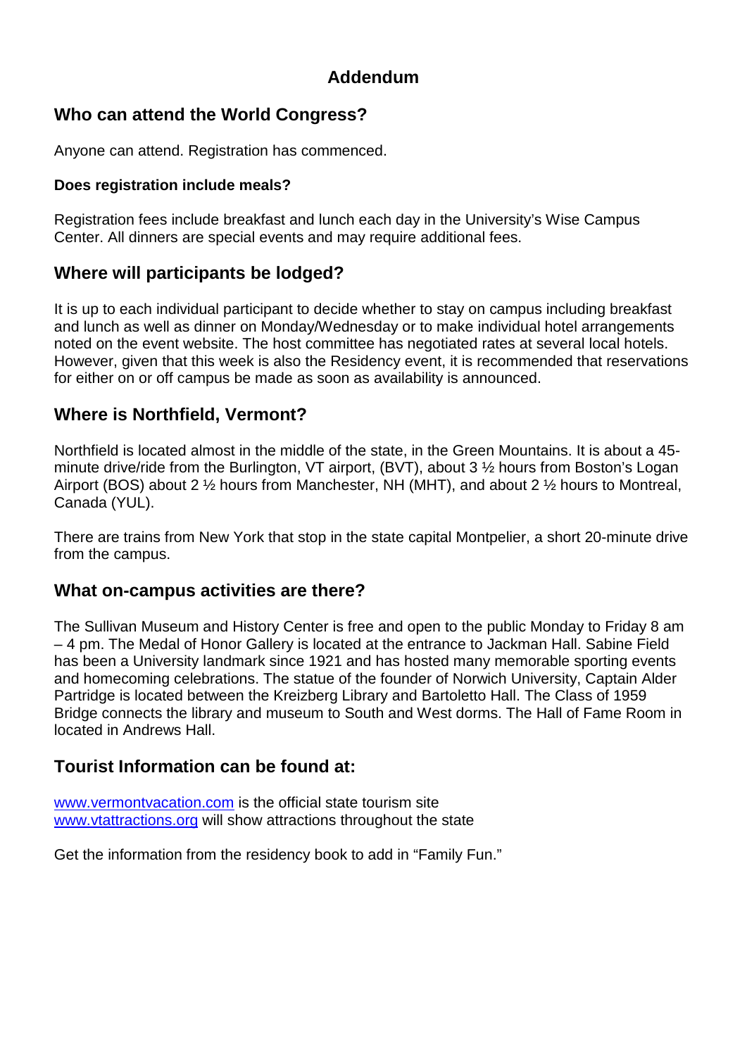## Addendum

## Who can attend the World Congress?

Anyone can attend. Registration has commenced.

#### Does registration include meals?

Registration fees include breakfast and lunch each day in the University's Wise Campus Center. All dinners are special events and may require additional fees.

## Where will participants be lodged?

It is up to each individual participant to decide whether to stay on campus including breakfast and lunch as well as dinner on Monday/Wednesday or to make individual hotel arrangements noted on the event website. The host committee has negotiated rates at several local hotels. However, given that this week is also the Residency event, it is recommended that reservations for either on or off campus be made as soon as availability is announced.

## Where is Northfield, Vermont?

Northfield is located almost in the middle of the state, in the Green Mountains. It is about a 45-minute drive/ride from the Burlington, VT airport, (BVT), about 3 ½ hours from Boston's Logan Airport (BOS) about 2 ½ hours from Manchester, NH (MHT), and about 2 ½ hours to Montreal, Canada (YUL).

There are trains from New York that stop in the state capital Montpelier, a short 20-minute drive from the campus.

## What on-campus activities are there?

The Sullivan Museum and History Center is free and open to the public Monday to Friday 8 am – 4 pm. The Medal of Honor Gallery is located at the entrance to Jackman Hall. Sabine Field has been a University landmark since 1921 and has hosted many memorable sporting events and homecoming celebrations. The statue of the founder of Norwich University, Captain Alder Partridge is located between the Kreizberg Library and Bartoletto Hall. The Class of 1959 Bridge connects the library and museum to South and West dorms. The Hall of Fame Room in located in Andrews Hall.

## Tourist Information can be found at:

[www.vermontvacation.com](http://www.vermontvacation.com) is the official state tourism site
[www.vtattractions.org](http://www.vtattractions.org) will show attractions throughout the state

Get the information from the residency book to add in "Family Fun."